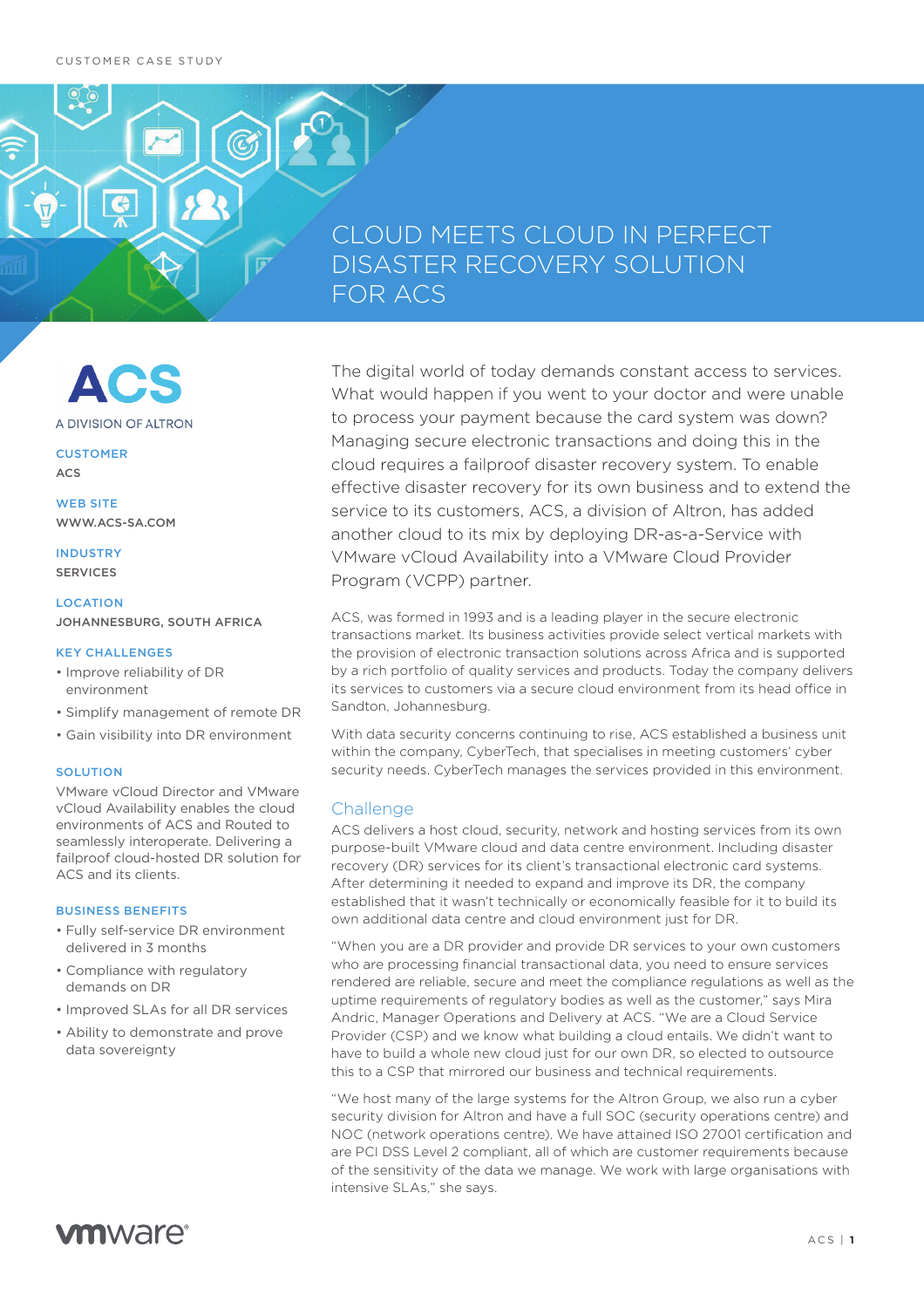CUSTOMER CASE STUDY

# CLOUD MEETS CLOUD IN PERFECT DISASTER RECOVERY SOLUTION FOR ACS

ACS

A DIVISION OF ALTRON

**CUSTOMER**
ACS

**WEB SITE**
WWW.ACS-SA.COM

**INDUSTRY**
SERVICES

**LOCATION**
JOHANNESBURG, SOUTH AFRICA

**KEY CHALLENGES**

- Improve reliability of DR environment
- Simplify management of remote DR
- Gain visibility into DR environment

**SOLUTION**

VMware vCloud Director and VMware vCloud Availability enables the cloud environments of ACS and Routed to seamlessly interoperate. Delivering a failproof cloud-hosted DR solution for ACS and its clients.

**BUSINESS BENEFITS**

- Fully self-service DR environment delivered in 3 months
- Compliance with regulatory demands on DR
- Improved SLAs for all DR services
- Ability to demonstrate and prove data sovereignty

The digital world of today demands constant access to services. What would happen if you went to your doctor and were unable to process your payment because the card system was down? Managing secure electronic transactions and doing this in the cloud requires a failproof disaster recovery system. To enable effective disaster recovery for its own business and to extend the service to its customers, ACS, a division of Altron, has added another cloud to its mix by deploying DR-as-a-Service with VMware vCloud Availability into a VMware Cloud Provider Program (VCPP) partner.

ACS, was formed in 1993 and is a leading player in the secure electronic transactions market. Its business activities provide select vertical markets with the provision of electronic transaction solutions across Africa and is supported by a rich portfolio of quality services and products. Today the company delivers its services to customers via a secure cloud environment from its head office in Sandton, Johannesburg.

With data security concerns continuing to rise, ACS established a business unit within the company, CyberTech, that specialises in meeting customers' cyber security needs. CyberTech manages the services provided in this environment.

## Challenge

ACS delivers a host cloud, security, network and hosting services from its own purpose-built VMware cloud and data centre environment. Including disaster recovery (DR) services for its client's transactional electronic card systems. After determining it needed to expand and improve its DR, the company established that it wasn't technically or economically feasible for it to build its own additional data centre and cloud environment just for DR.

"When you are a DR provider and provide DR services to your own customers who are processing financial transactional data, you need to ensure services rendered are reliable, secure and meet the compliance regulations as well as the uptime requirements of regulatory bodies as well as the customer," says Mira Andric, Manager Operations and Delivery at ACS. "We are a Cloud Service Provider (CSP) and we know what building a cloud entails. We didn't want to have to build a whole new cloud just for our own DR, so elected to outsource this to a CSP that mirrored our business and technical requirements.

"We host many of the large systems for the Altron Group, we also run a cyber security division for Altron and have a full SOC (security operations centre) and NOC (network operations centre). We have attained ISO 27001 certification and are PCI DSS Level 2 compliant, all of which are customer requirements because of the sensitivity of the data we manage. We work with large organisations with intensive SLAs," she says.

vmware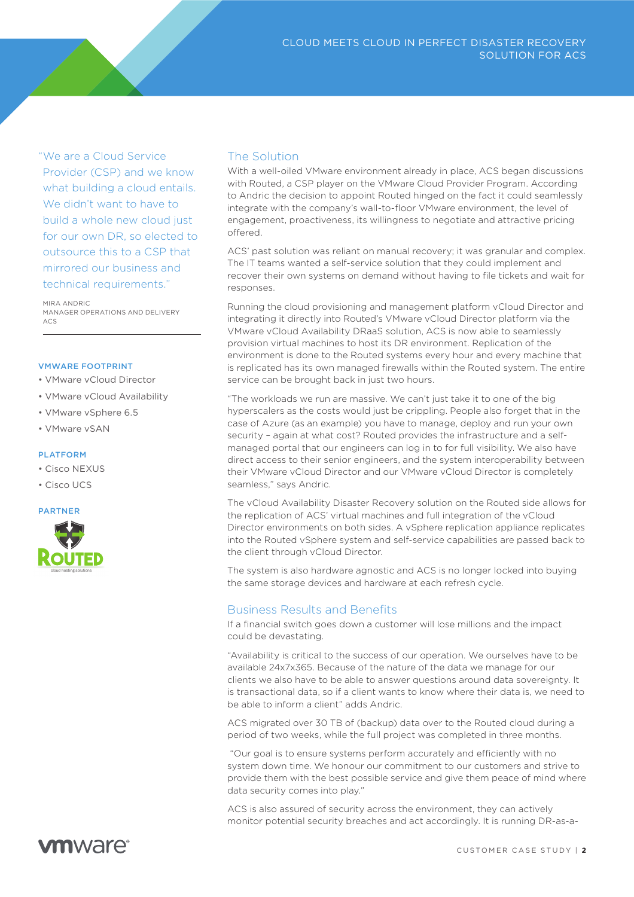"We are a Cloud Service Provider (CSP) and we know what building a cloud entails. We didn't want to have to build a whole new cloud just for our own DR, so elected to outsource this to a CSP that mirrored our business and technical requirements."

MIRA ANDRIC
MANAGER OPERATIONS AND DELIVERY
ACS

**VMWARE FOOTPRINT**

- VMware vCloud Director
- VMware vCloud Availability
- VMware vSphere 6.5
- VMware vSAN

**PLATFORM**

- Cisco NEXUS
- Cisco UCS

**PARTNER**

ROUTED
cloud hosting solutions

## The Solution

With a well-oiled VMware environment already in place, ACS began discussions with Routed, a CSP player on the VMware Cloud Provider Program. According to Andric the decision to appoint Routed hinged on the fact it could seamlessly integrate with the company's wall-to-floor VMware environment, the level of engagement, proactiveness, its willingness to negotiate and attractive pricing offered.

ACS' past solution was reliant on manual recovery; it was granular and complex. The IT teams wanted a self-service solution that they could implement and recover their own systems on demand without having to file tickets and wait for responses.

Running the cloud provisioning and management platform vCloud Director and integrating it directly into Routed's VMware vCloud Director platform via the VMware vCloud Availability DRaaS solution, ACS is now able to seamlessly provision virtual machines to host its DR environment. Replication of the environment is done to the Routed systems every hour and every machine that is replicated has its own managed firewalls within the Routed system. The entire service can be brought back in just two hours.

"The workloads we run are massive. We can't just take it to one of the big hyperscalers as the costs would just be crippling. People also forget that in the case of Azure (as an example) you have to manage, deploy and run your own security – again at what cost? Routed provides the infrastructure and a self-managed portal that our engineers can log in to for full visibility. We also have direct access to their senior engineers, and the system interoperability between their VMware vCloud Director and our VMware vCloud Director is completely seamless," says Andric.

The vCloud Availability Disaster Recovery solution on the Routed side allows for the replication of ACS' virtual machines and full integration of the vCloud Director environments on both sides. A vSphere replication appliance replicates into the Routed vSphere system and self-service capabilities are passed back to the client through vCloud Director.

The system is also hardware agnostic and ACS is no longer locked into buying the same storage devices and hardware at each refresh cycle.

## Business Results and Benefits

If a financial switch goes down a customer will lose millions and the impact could be devastating.

"Availability is critical to the success of our operation. We ourselves have to be available 24x7x365. Because of the nature of the data we manage for our clients we also have to be able to answer questions around data sovereignty. It is transactional data, so if a client wants to know where their data is, we need to be able to inform a client" adds Andric.

ACS migrated over 30 TB of (backup) data over to the Routed cloud during a period of two weeks, while the full project was completed in three months.

"Our goal is to ensure systems perform accurately and efficiently with no system down time. We honour our commitment to our customers and strive to provide them with the best possible service and give them peace of mind where data security comes into play."

ACS is also assured of security across the environment, they can actively monitor potential security breaches and act accordingly. It is running DR-as-a-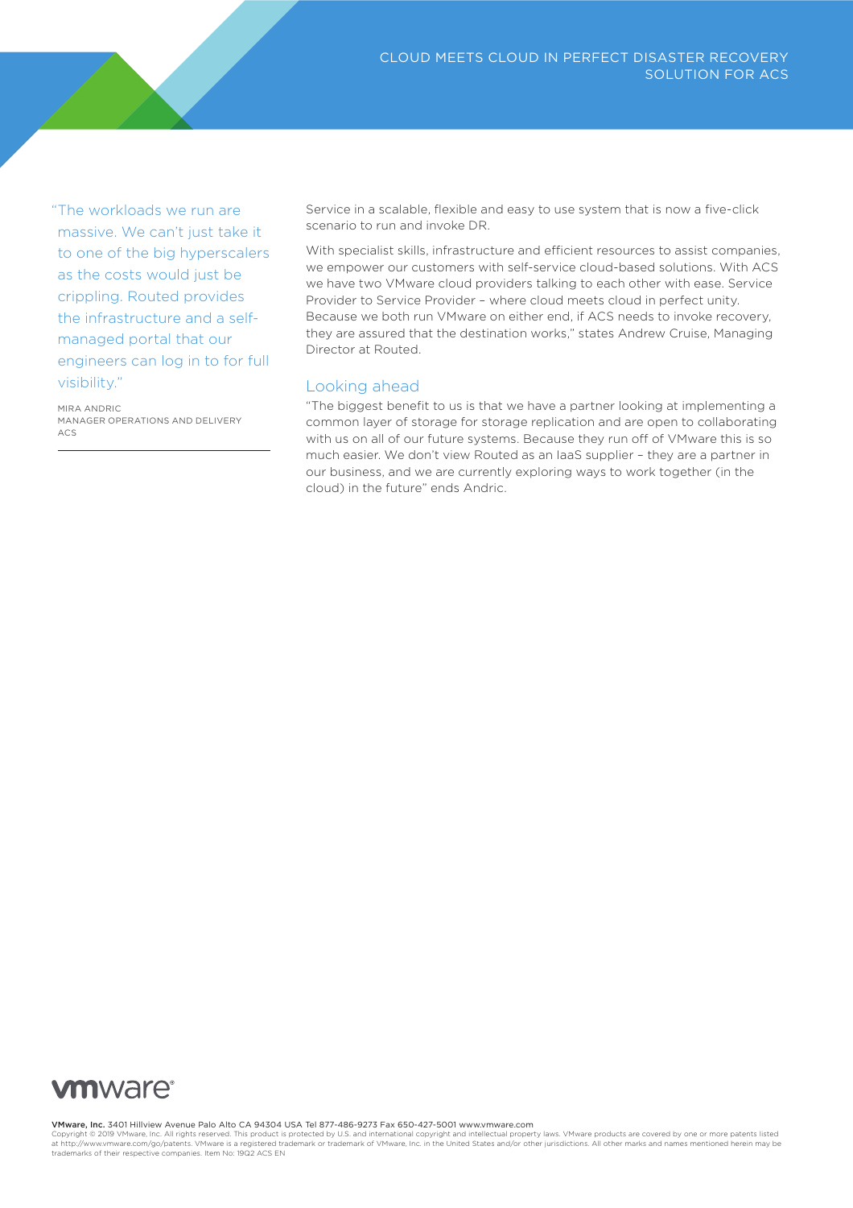> "The workloads we run are massive. We can't just take it to one of the big hyperscalers as the costs would just be crippling. Routed provides the infrastructure and a self-managed portal that our engineers can log in to for full visibility."
>
> MIRA ANDRIC
> MANAGER OPERATIONS AND DELIVERY
> ACS

Service in a scalable, flexible and easy to use system that is now a five-click scenario to run and invoke DR.

With specialist skills, infrastructure and efficient resources to assist companies, we empower our customers with self-service cloud-based solutions. With ACS we have two VMware cloud providers talking to each other with ease. Service Provider to Service Provider – where cloud meets cloud in perfect unity. Because we both run VMware on either end, if ACS needs to invoke recovery, they are assured that the destination works," states Andrew Cruise, Managing Director at Routed.

## Looking ahead

"The biggest benefit to us is that we have a partner looking at implementing a common layer of storage for storage replication and are open to collaborating with us on all of our future systems. Because they run off of VMware this is so much easier. We don't view Routed as an IaaS supplier – they are a partner in our business, and we are currently exploring ways to work together (in the cloud) in the future" ends Andric.

**VMware, Inc.** 3401 Hillview Avenue Palo Alto CA 94304 USA Tel 877-486-9273 Fax 650-427-5001 www.vmware.com
Copyright © 2019 VMware, Inc. All rights reserved. This product is protected by U.S. and international copyright and intellectual property laws. VMware products are covered by one or more patents listed at http://www.vmware.com/go/patents. VMware is a registered trademark or trademark of VMware, Inc. in the United States and/or other jurisdictions. All other marks and names mentioned herein may be trademarks of their respective companies. Item No: 19Q2 ACS EN